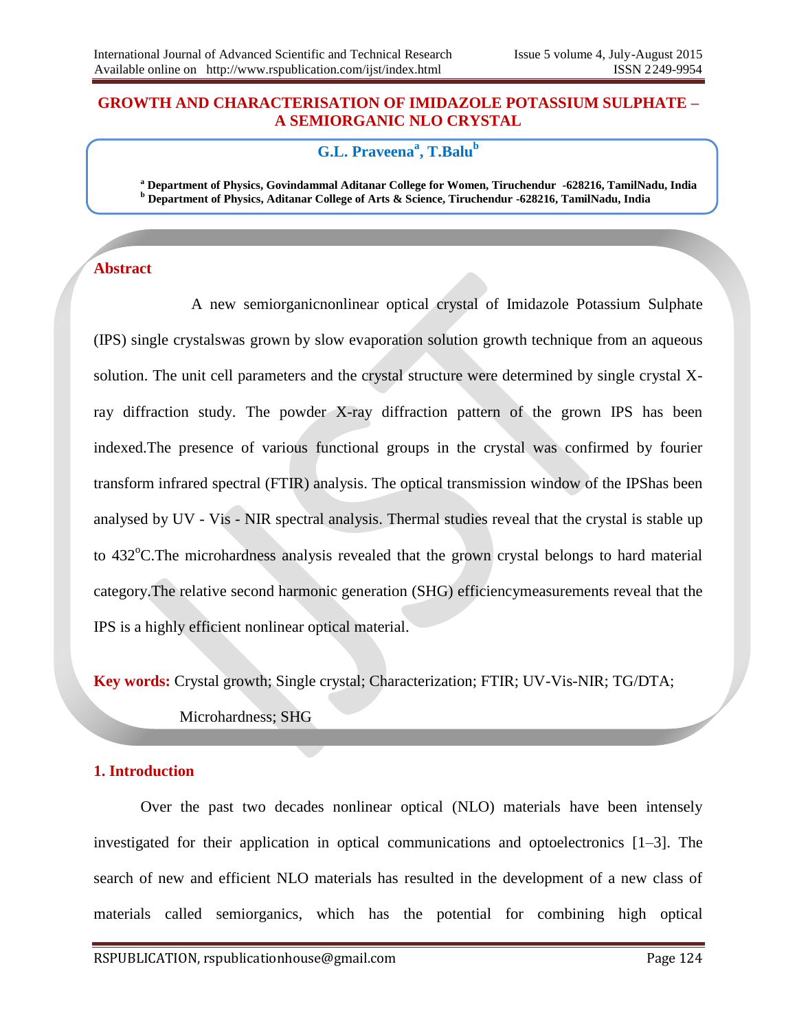# GROWTH AND CHARACTERISATION OF IMIDAZOLE POTASSIUM SULPHATE – A SEMIORGANIC NLO CRYSTAL

**G.L. Praveena[a], T.Balu[b]**

[a] Department of Physics, Govindammal Aditanar College for Women, Tiruchendur -628216, TamilNadu, India
[b] Department of Physics, Aditanar College of Arts & Science, Tiruchendur -628216, TamilNadu, India

## Abstract

A new semiorganicnonlinear optical crystal of Imidazole Potassium Sulphate (IPS) single crystalswas grown by slow evaporation solution growth technique from an aqueous solution. The unit cell parameters and the crystal structure were determined by single crystal X-ray diffraction study. The powder X-ray diffraction pattern of the grown IPS has been indexed.The presence of various functional groups in the crystal was confirmed by fourier transform infrared spectral (FTIR) analysis. The optical transmission window of the IPShas been analysed by UV - Vis - NIR spectral analysis. Thermal studies reveal that the crystal is stable up to 432$^{o}$C.The microhardness analysis revealed that the grown crystal belongs to hard material category.The relative second harmonic generation (SHG) efficiencymeasurements reveal that the IPS is a highly efficient nonlinear optical material.

**Key words:** Crystal growth; Single crystal; Characterization; FTIR; UV-Vis-NIR; TG/DTA; Microhardness; SHG

## 1. Introduction

Over the past two decades nonlinear optical (NLO) materials have been intensely investigated for their application in optical communications and optoelectronics [1–3]. The search of new and efficient NLO materials has resulted in the development of a new class of materials called semiorganics, which has the potential for combining high optical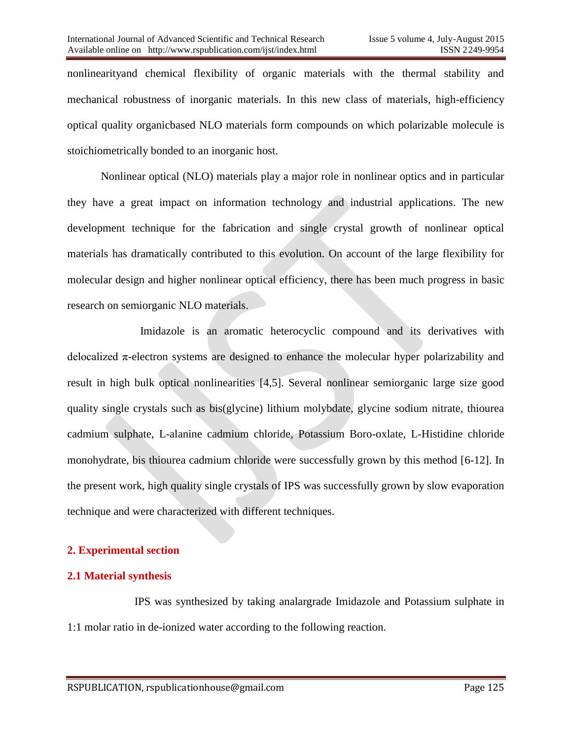nonlinearityand chemical flexibility of organic materials with the thermal stability and mechanical robustness of inorganic materials. In this new class of materials, high-efficiency optical quality organicbased NLO materials form compounds on which polarizable molecule is stoichiometrically bonded to an inorganic host.

Nonlinear optical (NLO) materials play a major role in nonlinear optics and in particular they have a great impact on information technology and industrial applications. The new development technique for the fabrication and single crystal growth of nonlinear optical materials has dramatically contributed to this evolution. On account of the large flexibility for molecular design and higher nonlinear optical efficiency, there has been much progress in basic research on semiorganic NLO materials.

Imidazole is an aromatic heterocyclic compound and its derivatives with delocalized π-electron systems are designed to enhance the molecular hyper polarizability and result in high bulk optical nonlinearities [4,5]. Several nonlinear semiorganic large size good quality single crystals such as bis(glycine) lithium molybdate, glycine sodium nitrate, thiourea cadmium sulphate, L-alanine cadmium chloride, Potassium Boro-oxlate, L-Histidine chloride monohydrate, bis thiourea cadmium chloride were successfully grown by this method [6-12]. In the present work, high quality single crystals of IPS was successfully grown by slow evaporation technique and were characterized with different techniques.

## 2. Experimental section

### 2.1 Material synthesis

IPS was synthesized by taking analargrade Imidazole and Potassium sulphate in 1:1 molar ratio in de-ionized water according to the following reaction.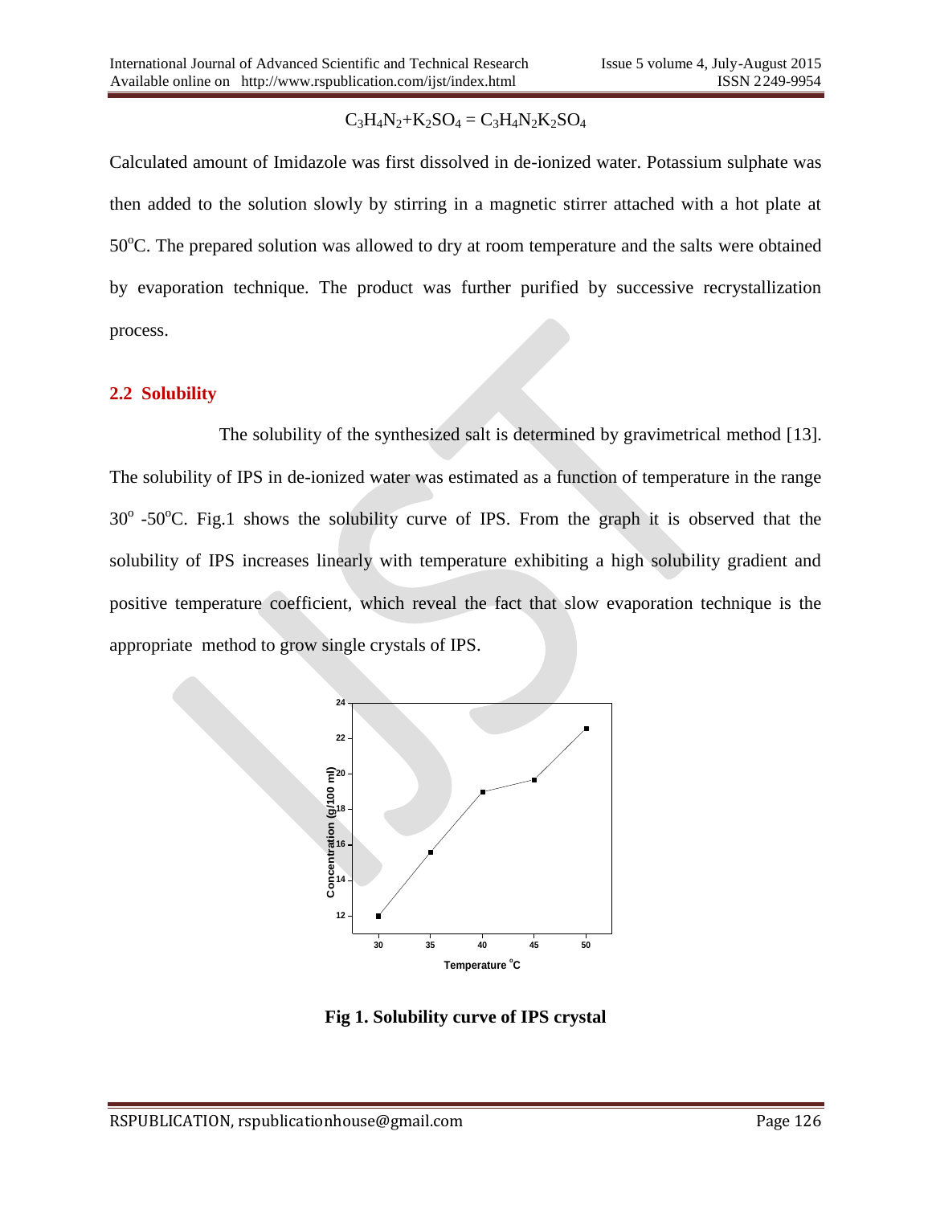$$C_3H_4N_2+K_2SO_4 = C_3H_4N_2K_2SO_4$$

Calculated amount of Imidazole was first dissolved in de-ionized water. Potassium sulphate was then added to the solution slowly by stirring in a magnetic stirrer attached with a hot plate at 50°C. The prepared solution was allowed to dry at room temperature and the salts were obtained by evaporation technique. The product was further purified by successive recrystallization process.

## 2.2 Solubility

The solubility of the synthesized salt is determined by gravimetrical method [13]. The solubility of IPS in de-ionized water was estimated as a function of temperature in the range 30° -50°C. Fig.1 shows the solubility curve of IPS. From the graph it is observed that the solubility of IPS increases linearly with temperature exhibiting a high solubility gradient and positive temperature coefficient, which reveal the fact that slow evaporation technique is the appropriate method to grow single crystals of IPS.

**Fig 1. Solubility curve of IPS crystal**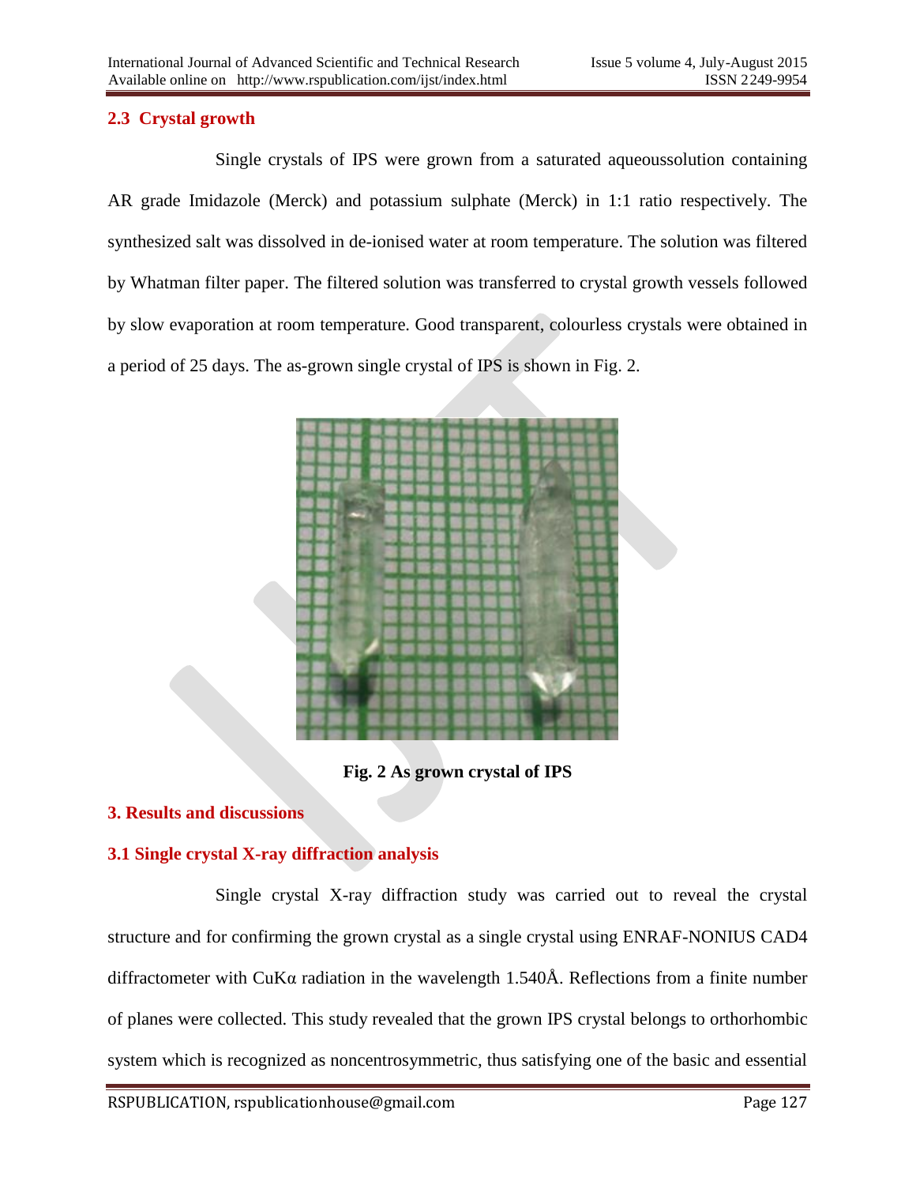### 2.3 Crystal growth

Single crystals of IPS were grown from a saturated aqueoussolution containing AR grade Imidazole (Merck) and potassium sulphate (Merck) in 1:1 ratio respectively. The synthesized salt was dissolved in de-ionised water at room temperature. The solution was filtered by Whatman filter paper. The filtered solution was transferred to crystal growth vessels followed by slow evaporation at room temperature. Good transparent, colourless crystals were obtained in a period of 25 days. The as-grown single crystal of IPS is shown in Fig. 2.

**Fig. 2 As grown crystal of IPS**

## 3. Results and discussions

### 3.1 Single crystal X-ray diffraction analysis

Single crystal X-ray diffraction study was carried out to reveal the crystal structure and for confirming the grown crystal as a single crystal using ENRAF-NONIUS CAD4 diffractometer with CuKα radiation in the wavelength 1.540Å. Reflections from a finite number of planes were collected. This study revealed that the grown IPS crystal belongs to orthorhombic system which is recognized as noncentrosymmetric, thus satisfying one of the basic and essential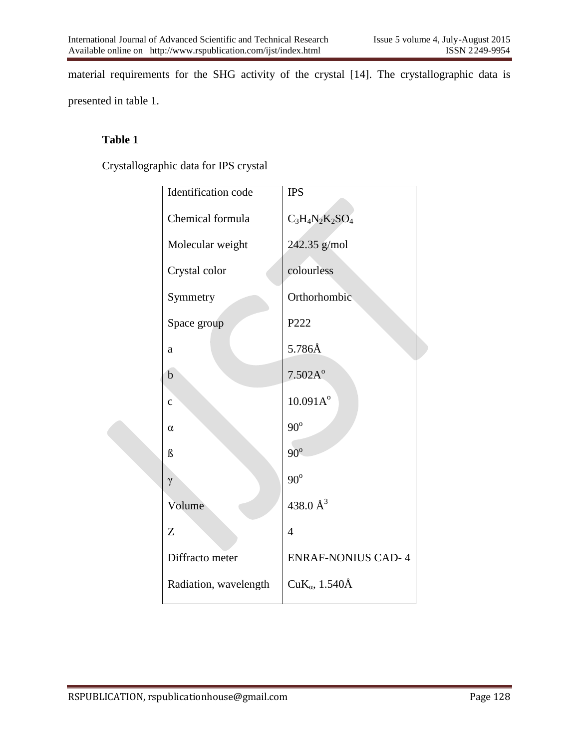material requirements for the SHG activity of the crystal [14]. The crystallographic data is presented in table 1.

**Table 1**

Crystallographic data for IPS crystal

| Identification code | IPS |
|---|---|
| Chemical formula | $C_3H_4N_2K_2SO_4$ |
| Molecular weight | 242.35 g/mol |
| Crystal color | colourless |
| Symmetry | Orthorhombic |
| Space group | P222 |
| a | 5.786Å |
| b | 7.502A$^o$ |
| c | 10.091A$^o$ |
| α | 90$^o$ |
| ß | 90$^o$ |
| γ | 90$^o$ |
| Volume | 438.0 Å$^3$ |
| Z | 4 |
| Diffracto meter | ENRAF-NONIUS CAD- 4 |
| Radiation, wavelength | $CuK_\alpha$, 1.540Å |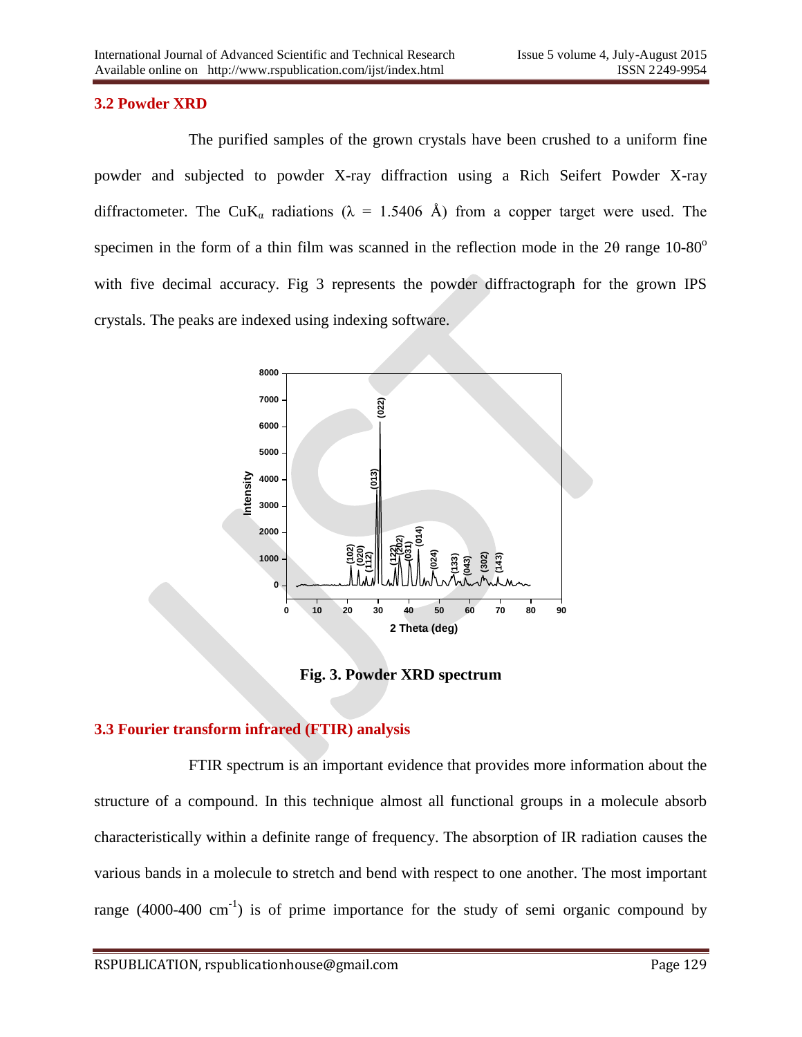### 3.2 Powder XRD

The purified samples of the grown crystals have been crushed to a uniform fine powder and subjected to powder X-ray diffraction using a Rich Seifert Powder X-ray diffractometer. The $CuK_\alpha$ radiations ($\lambda$ = 1.5406 Å) from a copper target were used. The specimen in the form of a thin film was scanned in the reflection mode in the 2θ range 10-80$^o$ with five decimal accuracy. Fig 3 represents the powder diffractograph for the grown IPS crystals. The peaks are indexed using indexing software.

**Fig. 3. Powder XRD spectrum**

### 3.3 Fourier transform infrared (FTIR) analysis

FTIR spectrum is an important evidence that provides more information about the structure of a compound. In this technique almost all functional groups in a molecule absorb characteristically within a definite range of frequency. The absorption of IR radiation causes the various bands in a molecule to stretch and bend with respect to one another. The most important range (4000-400 cm$^{-1}$) is of prime importance for the study of semi organic compound by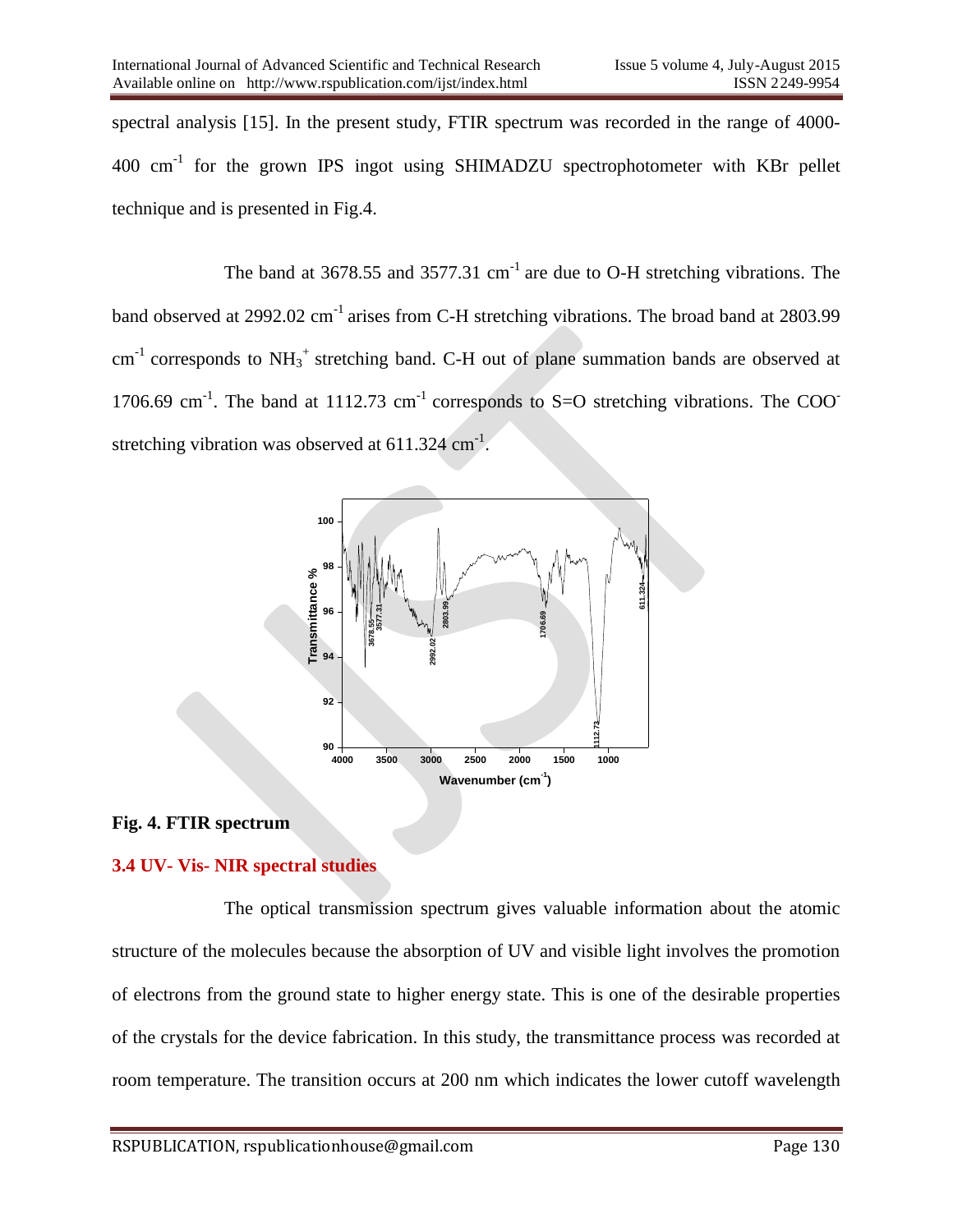spectral analysis [15]. In the present study, FTIR spectrum was recorded in the range of 4000-400 $cm^{-1}$ for the grown IPS ingot using SHIMADZU spectrophotometer with KBr pellet technique and is presented in Fig.4.

The band at 3678.55 and 3577.31 $cm^{-1}$ are due to O-H stretching vibrations. The band observed at 2992.02 $cm^{-1}$ arises from C-H stretching vibrations. The broad band at 2803.99 $cm^{-1}$ corresponds to $NH_3^+$ stretching band. C-H out of plane summation bands are observed at 1706.69 $cm^{-1}$. The band at 1112.73 $cm^{-1}$ corresponds to S=O stretching vibrations. The $COO^-$ stretching vibration was observed at 611.324 $cm^{-1}$.

**Fig. 4. FTIR spectrum**

## 3.4 UV- Vis- NIR spectral studies

The optical transmission spectrum gives valuable information about the atomic structure of the molecules because the absorption of UV and visible light involves the promotion of electrons from the ground state to higher energy state. This is one of the desirable properties of the crystals for the device fabrication. In this study, the transmittance process was recorded at room temperature. The transition occurs at 200 nm which indicates the lower cutoff wavelength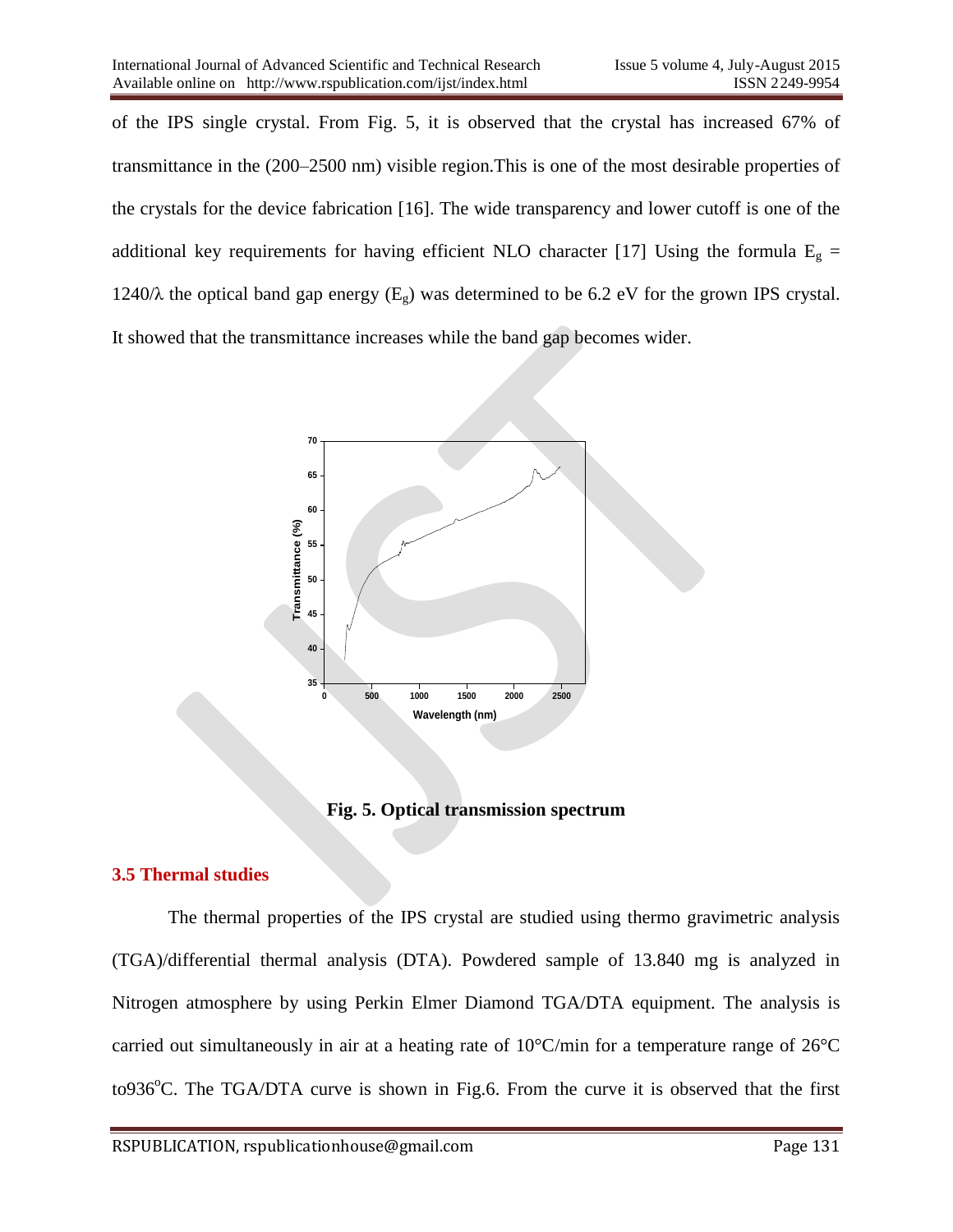of the IPS single crystal. From Fig. 5, it is observed that the crystal has increased 67% of transmittance in the (200–2500 nm) visible region.This is one of the most desirable properties of the crystals for the device fabrication [16]. The wide transparency and lower cutoff is one of the additional key requirements for having efficient NLO character [17] Using the formula $E_g = 1240/\lambda$ the optical band gap energy ($E_g$) was determined to be 6.2 eV for the grown IPS crystal. It showed that the transmittance increases while the band gap becomes wider.

**Fig. 5. Optical transmission spectrum**

## 3.5 Thermal studies

The thermal properties of the IPS crystal are studied using thermo gravimetric analysis (TGA)/differential thermal analysis (DTA). Powdered sample of 13.840 mg is analyzed in Nitrogen atmosphere by using Perkin Elmer Diamond TGA/DTA equipment. The analysis is carried out simultaneously in air at a heating rate of 10°C/min for a temperature range of 26°C to936°C. The TGA/DTA curve is shown in Fig.6. From the curve it is observed that the first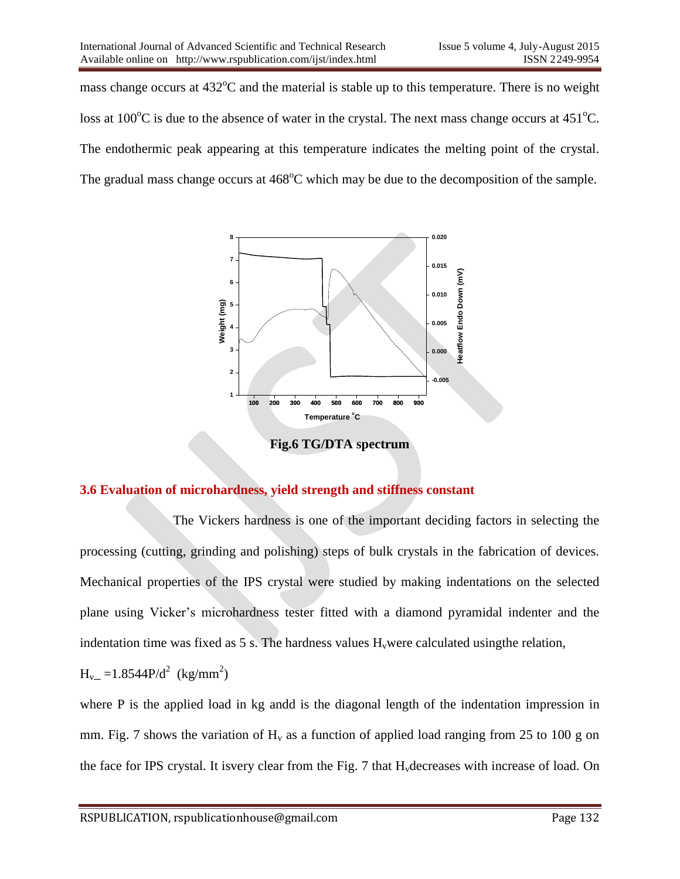mass change occurs at 432°C and the material is stable up to this temperature. There is no weight loss at 100°C is due to the absence of water in the crystal. The next mass change occurs at 451°C. The endothermic peak appearing at this temperature indicates the melting point of the crystal. The gradual mass change occurs at 468°C which may be due to the decomposition of the sample.

**Fig.6 TG/DTA spectrum**

### 3.6 Evaluation of microhardness, yield strength and stiffness constant

The Vickers hardness is one of the important deciding factors in selecting the processing (cutting, grinding and polishing) steps of bulk crystals in the fabrication of devices. Mechanical properties of the IPS crystal were studied by making indentations on the selected plane using Vicker's microhardness tester fitted with a diamond pyramidal indenter and the indentation time was fixed as 5 s. The hardness values $H_v$were calculated usingthe relation,

$H_v$ $=1.8544P/d^2$ (kg/mm$^2$)

where P is the applied load in kg andd is the diagonal length of the indentation impression in mm. Fig. 7 shows the variation of $H_v$ as a function of applied load ranging from 25 to 100 g on the face for IPS crystal. It isvery clear from the Fig. 7 that $H_v$decreases with increase of load. On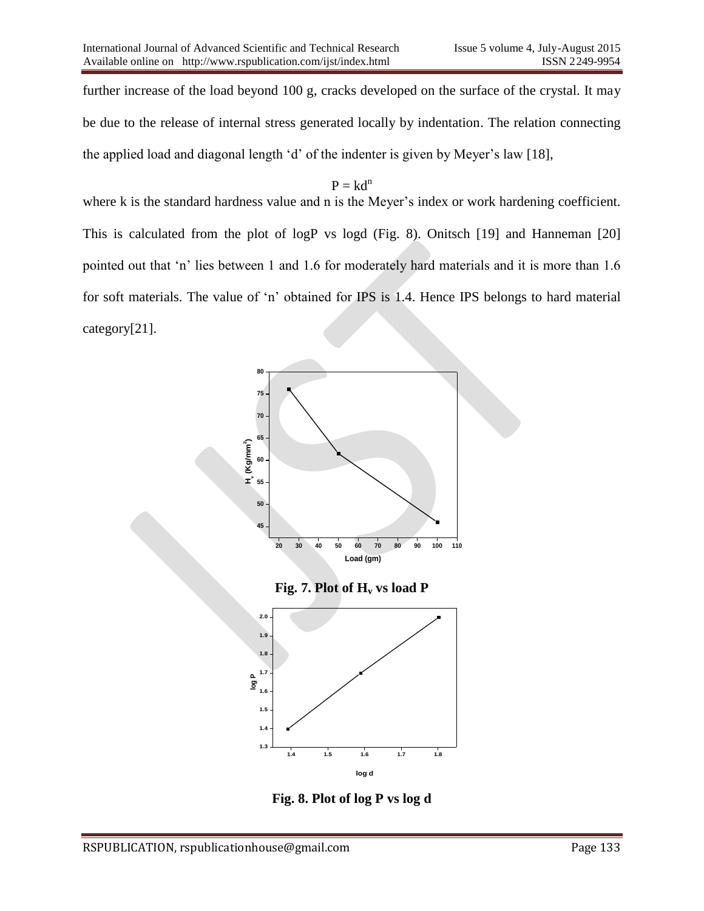further increase of the load beyond 100 g, cracks developed on the surface of the crystal. It may be due to the release of internal stress generated locally by indentation. The relation connecting the applied load and diagonal length 'd' of the indenter is given by Meyer's law [18],

$$P = kd^n$$

where k is the standard hardness value and n is the Meyer's index or work hardening coefficient. This is calculated from the plot of logP vs logd (Fig. 8). Onitsch [19] and Hanneman [20] pointed out that 'n' lies between 1 and 1.6 for moderately hard materials and it is more than 1.6 for soft materials. The value of 'n' obtained for IPS is 1.4. Hence IPS belongs to hard material category[21].

**Fig. 7. Plot of $H_v$ vs load P**

**Fig. 8. Plot of log P vs log d**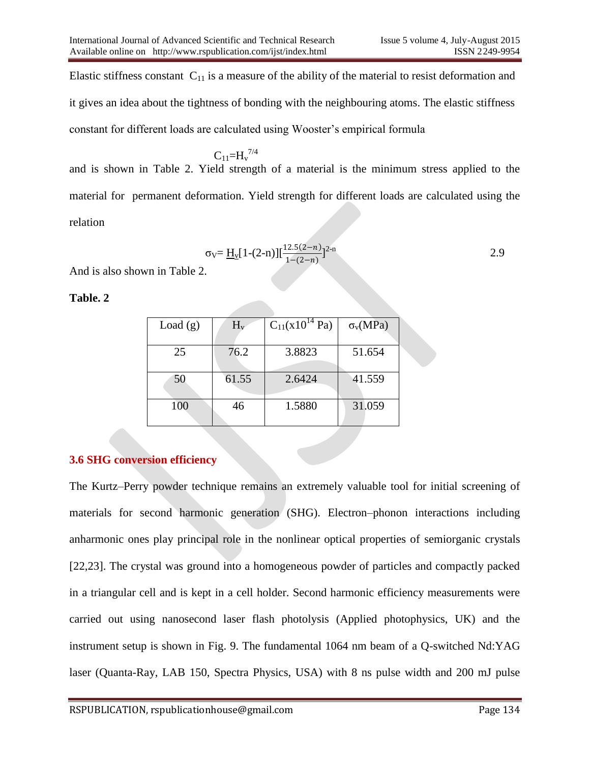Elastic stiffness constant $C_{11}$ is a measure of the ability of the material to resist deformation and it gives an idea about the tightness of bonding with the neighbouring atoms. The elastic stiffness constant for different loads are calculated using Wooster's empirical formula

$$C_{11}=H_v^{7/4}$$

and is shown in Table 2. Yield strength of a material is the minimum stress applied to the material for permanent deformation. Yield strength for different loads are calculated using the relation

$$\sigma_V= \underline{H_v}[1-(2-n)][\frac{12.5(2-n)}{1-(2-n)}]^{2-n} \quad 2.9$$

And is also shown in Table 2.

**Table. 2**

| Load (g) | $H_v$ | $C_{11}(x10^{14}$ Pa) | $\sigma_v$(MPa) |
|---|---|---|---|
| 25 | 76.2 | 3.8823 | 51.654 |
| 50 | 61.55 | 2.6424 | 41.559 |
| 100 | 46 | 1.5880 | 31.059 |

### 3.6 SHG conversion efficiency

The Kurtz–Perry powder technique remains an extremely valuable tool for initial screening of materials for second harmonic generation (SHG). Electron–phonon interactions including anharmonic ones play principal role in the nonlinear optical properties of semiorganic crystals [22,23]. The crystal was ground into a homogeneous powder of particles and compactly packed in a triangular cell and is kept in a cell holder. Second harmonic efficiency measurements were carried out using nanosecond laser flash photolysis (Applied photophysics, UK) and the instrument setup is shown in Fig. 9. The fundamental 1064 nm beam of a Q-switched Nd:YAG laser (Quanta-Ray, LAB 150, Spectra Physics, USA) with 8 ns pulse width and 200 mJ pulse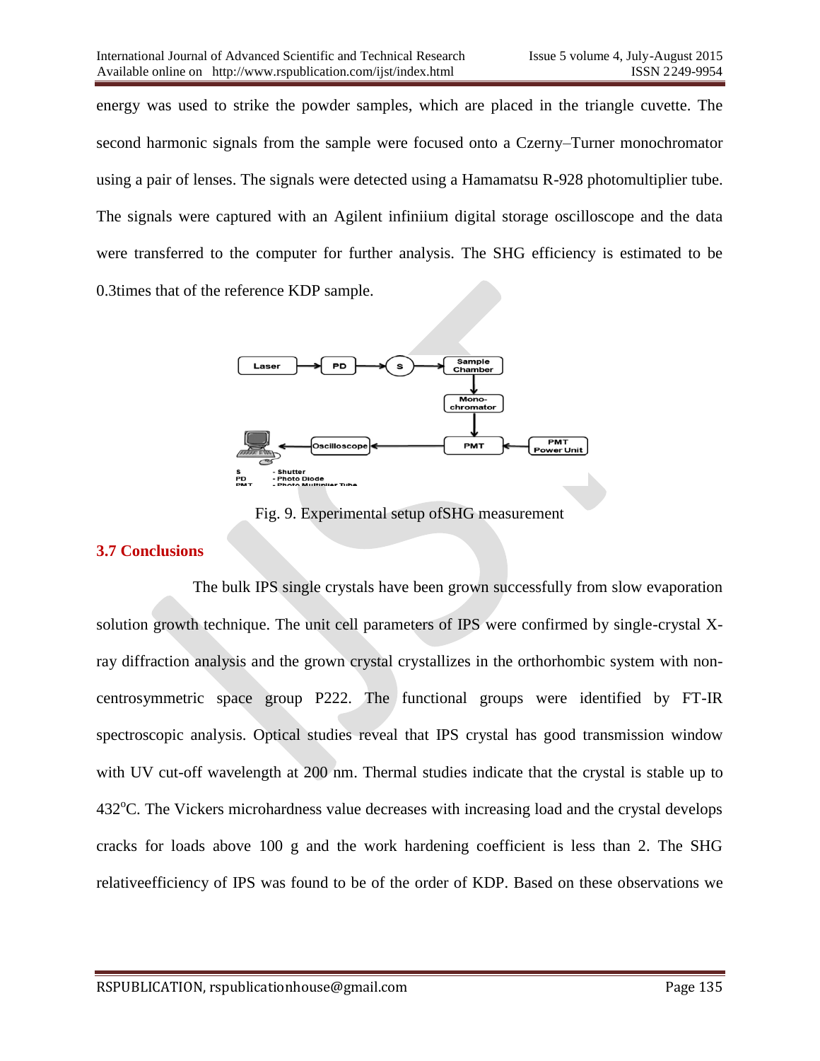energy was used to strike the powder samples, which are placed in the triangle cuvette. The second harmonic signals from the sample were focused onto a Czerny–Turner monochromator using a pair of lenses. The signals were detected using a Hamamatsu R-928 photomultiplier tube. The signals were captured with an Agilent infiniium digital storage oscilloscope and the data were transferred to the computer for further analysis. The SHG efficiency is estimated to be 0.3times that of the reference KDP sample.

Fig. 9. Experimental setup ofSHG measurement

## 3.7 Conclusions

The bulk IPS single crystals have been grown successfully from slow evaporation solution growth technique. The unit cell parameters of IPS were confirmed by single-crystal X-ray diffraction analysis and the grown crystal crystallizes in the orthorhombic system with non-centrosymmetric space group P222. The functional groups were identified by FT-IR spectroscopic analysis. Optical studies reveal that IPS crystal has good transmission window with UV cut-off wavelength at 200 nm. Thermal studies indicate that the crystal is stable up to 432$^{o}$C. The Vickers microhardness value decreases with increasing load and the crystal develops cracks for loads above 100 g and the work hardening coefficient is less than 2. The SHG relativeefficiency of IPS was found to be of the order of KDP. Based on these observations we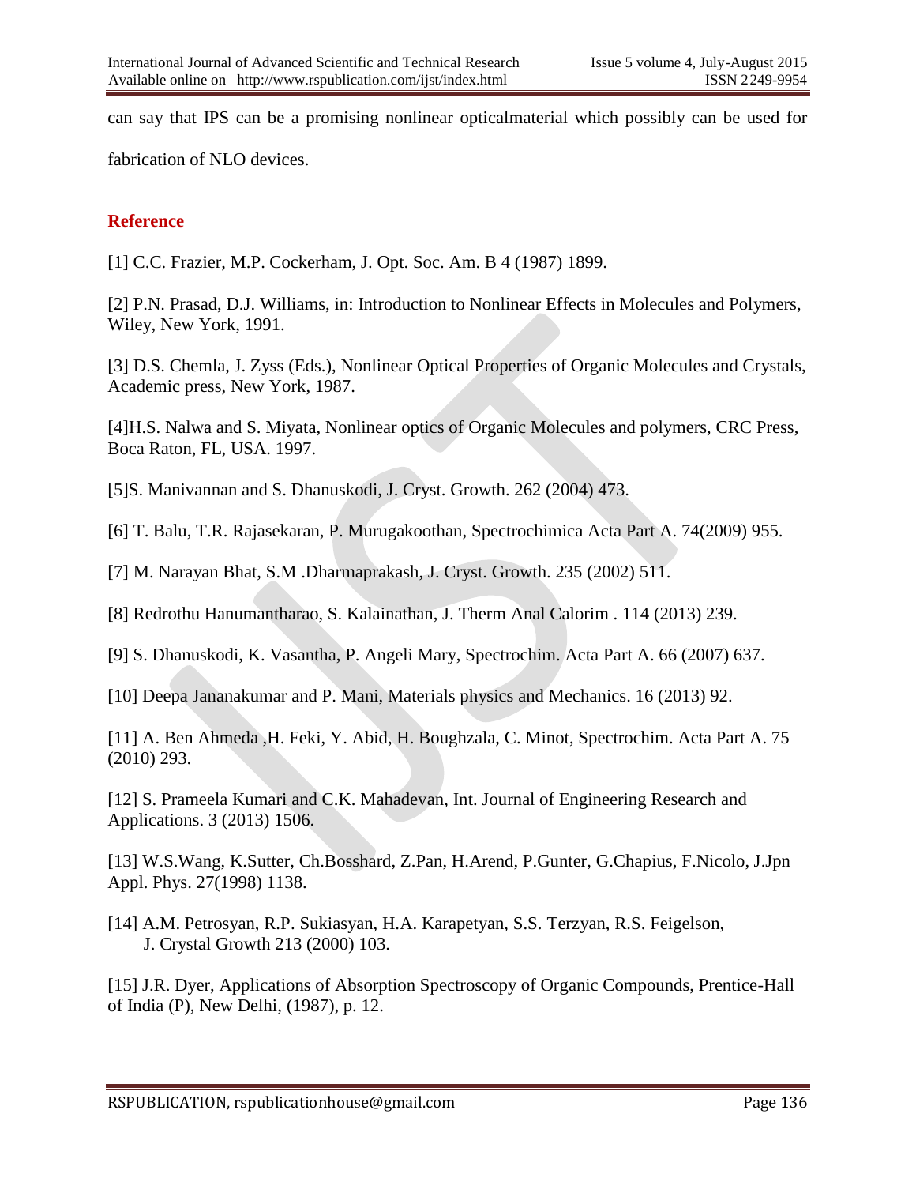can say that IPS can be a promising nonlinear opticalmaterial which possibly can be used for fabrication of NLO devices.

## Reference

[1] C.C. Frazier, M.P. Cockerham, J. Opt. Soc. Am. B 4 (1987) 1899.

[2] P.N. Prasad, D.J. Williams, in: Introduction to Nonlinear Effects in Molecules and Polymers, Wiley, New York, 1991.

[3] D.S. Chemla, J. Zyss (Eds.), Nonlinear Optical Properties of Organic Molecules and Crystals, Academic press, New York, 1987.

[4]H.S. Nalwa and S. Miyata, Nonlinear optics of Organic Molecules and polymers, CRC Press, Boca Raton, FL, USA. 1997.

[5]S. Manivannan and S. Dhanuskodi, J. Cryst. Growth. 262 (2004) 473.

[6] T. Balu, T.R. Rajasekaran, P. Murugakoothan, Spectrochimica Acta Part A. 74(2009) 955.

[7] M. Narayan Bhat, S.M .Dharmaprakash, J. Cryst. Growth. 235 (2002) 511.

[8] Redrothu Hanumantharao, S. Kalainathan, J. Therm Anal Calorim . 114 (2013) 239.

[9] S. Dhanuskodi, K. Vasantha, P. Angeli Mary, Spectrochim. Acta Part A. 66 (2007) 637.

[10] Deepa Jananakumar and P. Mani, Materials physics and Mechanics. 16 (2013) 92.

[11] A. Ben Ahmeda ,H. Feki, Y. Abid, H. Boughzala, C. Minot, Spectrochim. Acta Part A. 75 (2010) 293.

[12] S. Prameela Kumari and C.K. Mahadevan, Int. Journal of Engineering Research and Applications. 3 (2013) 1506.

[13] W.S.Wang, K.Sutter, Ch.Bosshard, Z.Pan, H.Arend, P.Gunter, G.Chapius, F.Nicolo, J.Jpn Appl. Phys. 27(1998) 1138.

[14] A.M. Petrosyan, R.P. Sukiasyan, H.A. Karapetyan, S.S. Terzyan, R.S. Feigelson, J. Crystal Growth 213 (2000) 103.

[15] J.R. Dyer, Applications of Absorption Spectroscopy of Organic Compounds, Prentice-Hall of India (P), New Delhi, (1987), p. 12.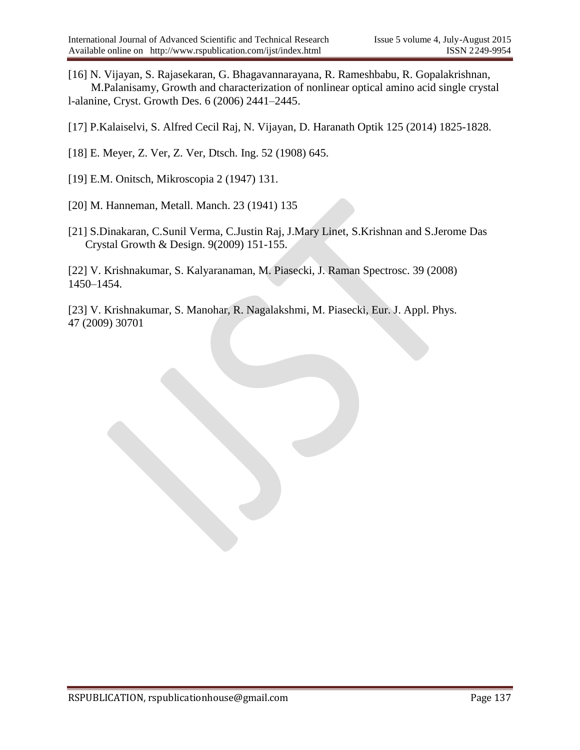[16] N. Vijayan, S. Rajasekaran, G. Bhagavannarayana, R. Rameshbabu, R. Gopalakrishnan, M.Palanisamy, Growth and characterization of nonlinear optical amino acid single crystal l-alanine, Cryst. Growth Des. 6 (2006) 2441–2445.

[17] P.Kalaiselvi, S. Alfred Cecil Raj, N. Vijayan, D. Haranath Optik 125 (2014) 1825-1828.

[18] E. Meyer, Z. Ver, Z. Ver, Dtsch. Ing. 52 (1908) 645.

[19] E.M. Onitsch, Mikroscopia 2 (1947) 131.

[20] M. Hanneman, Metall. Manch. 23 (1941) 135

[21] S.Dinakaran, C.Sunil Verma, C.Justin Raj, J.Mary Linet, S.Krishnan and S.Jerome Das Crystal Growth & Design. 9(2009) 151-155.

[22] V. Krishnakumar, S. Kalyaranaman, M. Piasecki, J. Raman Spectrosc. 39 (2008) 1450–1454.

[23] V. Krishnakumar, S. Manohar, R. Nagalakshmi, M. Piasecki, Eur. J. Appl. Phys. 47 (2009) 30701